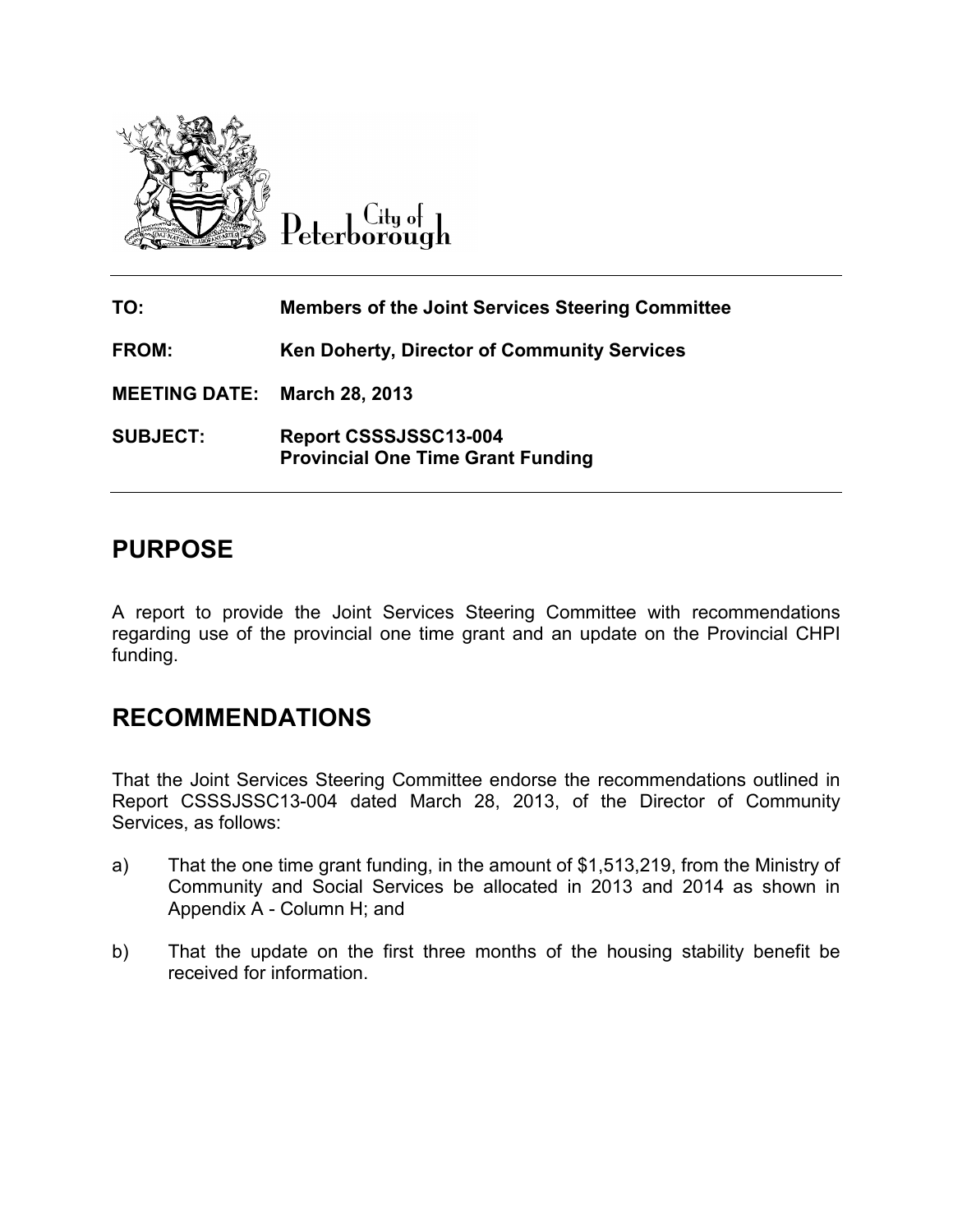City of Peterborough

| | |
|---|---|
| **TO:** | **Members of the Joint Services Steering Committee** |
| **FROM:** | **Ken Doherty, Director of Community Services** |
| **MEETING DATE:** | **March 28, 2013** |
| **SUBJECT:** | **Report CSSSJSSC13-004**<br>**Provincial One Time Grant Funding** |

## PURPOSE

A report to provide the Joint Services Steering Committee with recommendations regarding use of the provincial one time grant and an update on the Provincial CHPI funding.

## RECOMMENDATIONS

That the Joint Services Steering Committee endorse the recommendations outlined in Report CSSSJSSC13-004 dated March 28, 2013, of the Director of Community Services, as follows:

a) That the one time grant funding, in the amount of $1,513,219, from the Ministry of Community and Social Services be allocated in 2013 and 2014 as shown in Appendix A - Column H; and

b) That the update on the first three months of the housing stability benefit be received for information.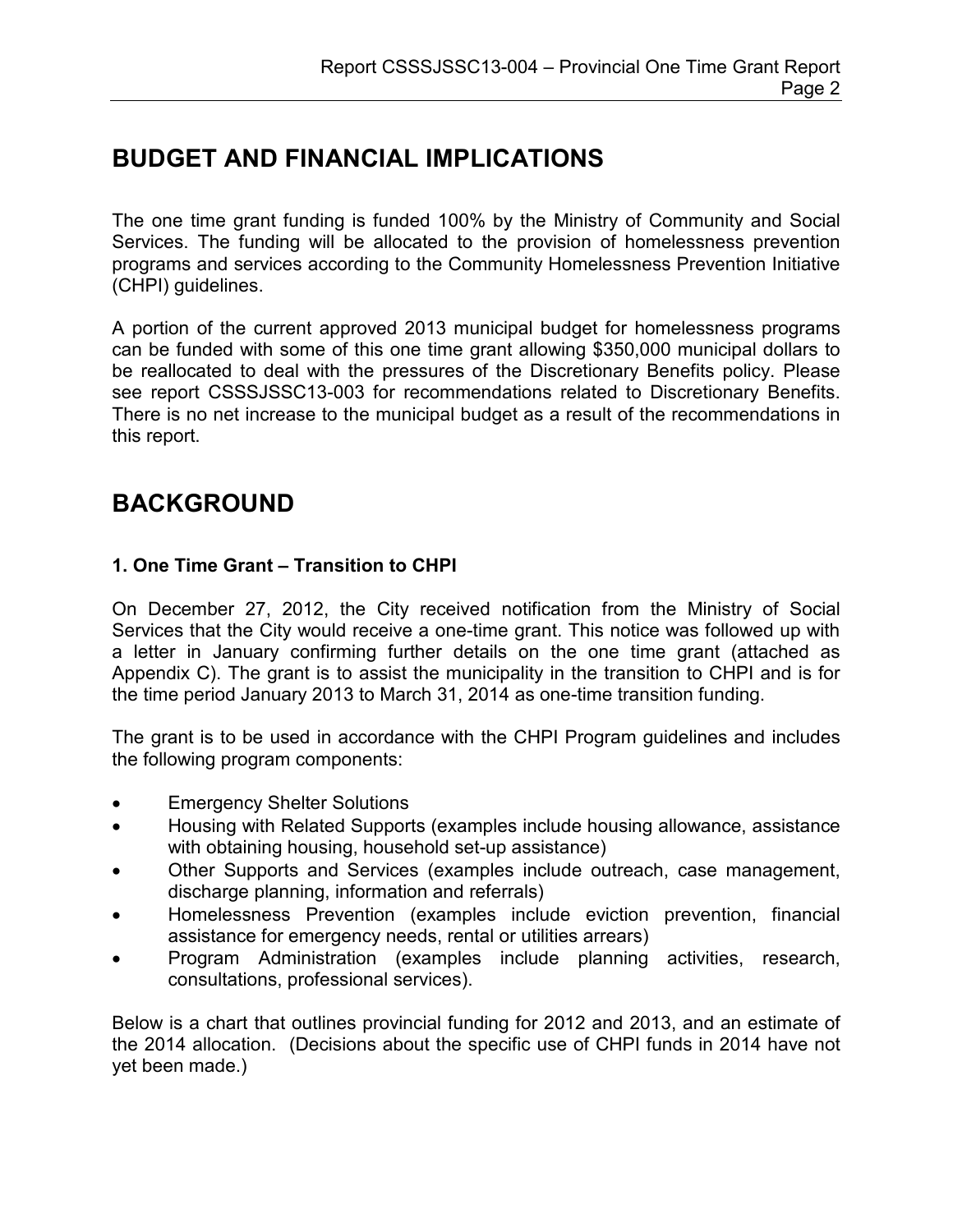## BUDGET AND FINANCIAL IMPLICATIONS

The one time grant funding is funded 100% by the Ministry of Community and Social Services. The funding will be allocated to the provision of homelessness prevention programs and services according to the Community Homelessness Prevention Initiative (CHPI) guidelines.

A portion of the current approved 2013 municipal budget for homelessness programs can be funded with some of this one time grant allowing $350,000 municipal dollars to be reallocated to deal with the pressures of the Discretionary Benefits policy. Please see report CSSSJSSC13-003 for recommendations related to Discretionary Benefits. There is no net increase to the municipal budget as a result of the recommendations in this report.

## BACKGROUND

### 1. One Time Grant – Transition to CHPI

On December 27, 2012, the City received notification from the Ministry of Social Services that the City would receive a one-time grant. This notice was followed up with a letter in January confirming further details on the one time grant (attached as Appendix C). The grant is to assist the municipality in the transition to CHPI and is for the time period January 2013 to March 31, 2014 as one-time transition funding.

The grant is to be used in accordance with the CHPI Program guidelines and includes the following program components:

- Emergency Shelter Solutions
- Housing with Related Supports (examples include housing allowance, assistance with obtaining housing, household set-up assistance)
- Other Supports and Services (examples include outreach, case management, discharge planning, information and referrals)
- Homelessness Prevention (examples include eviction prevention, financial assistance for emergency needs, rental or utilities arrears)
- Program Administration (examples include planning activities, research, consultations, professional services).

Below is a chart that outlines provincial funding for 2012 and 2013, and an estimate of the 2014 allocation. (Decisions about the specific use of CHPI funds in 2014 have not yet been made.)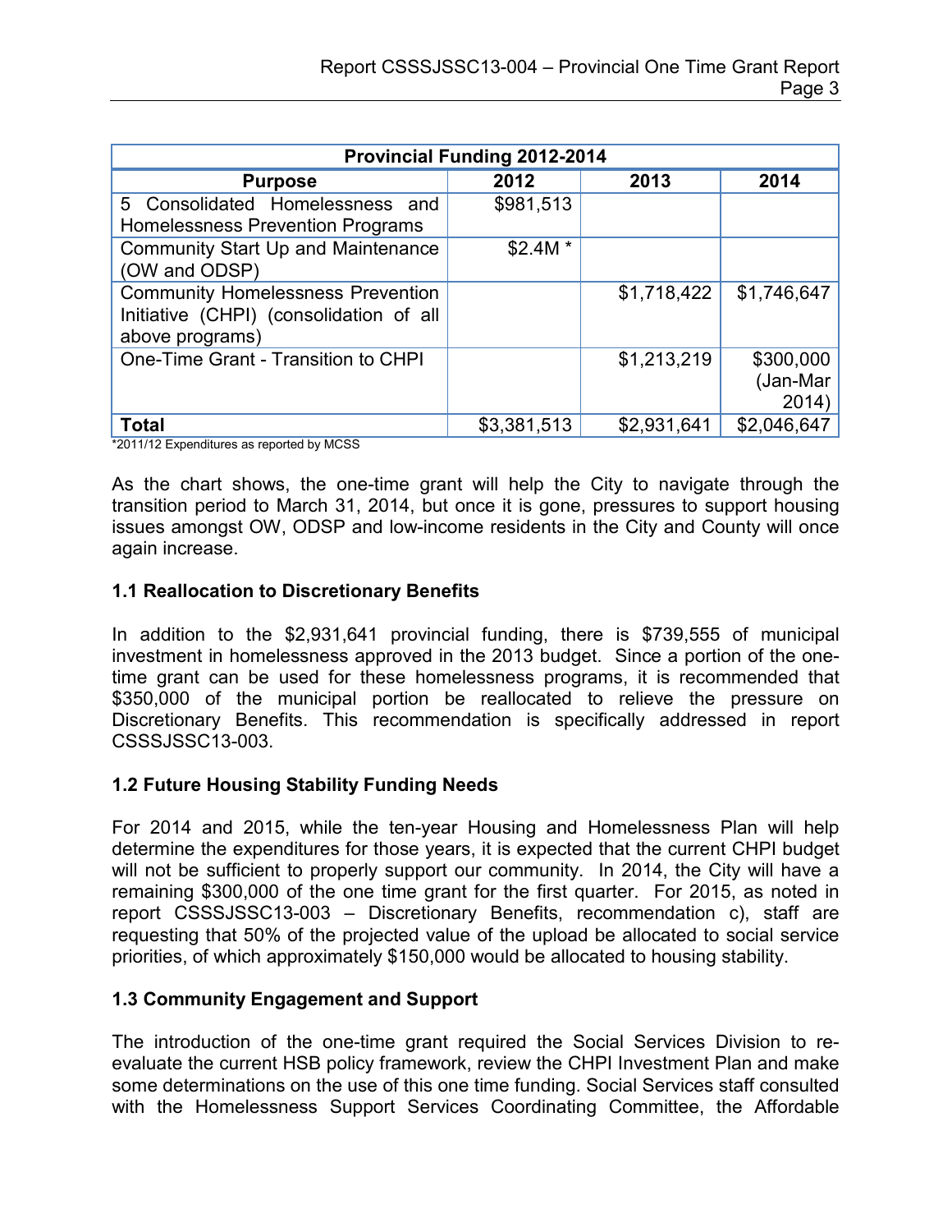| Provincial Funding 2012-2014 | | | |
|---|---|---|---|
| **Purpose** | **2012** | **2013** | **2014** |
| 5 Consolidated Homelessness and Homelessness Prevention Programs | $981,513 | | |
| Community Start Up and Maintenance (OW and ODSP) | $2.4M * | | |
| Community Homelessness Prevention Initiative (CHPI) (consolidation of all above programs) | | $1,718,422 | $1,746,647 |
| One-Time Grant - Transition to CHPI | | $1,213,219 | $300,000 (Jan-Mar 2014) |
| **Total** | $3,381,513 | $2,931,641 | $2,046,647 |

*2011/12 Expenditures as reported by MCSS

As the chart shows, the one-time grant will help the City to navigate through the transition period to March 31, 2014, but once it is gone, pressures to support housing issues amongst OW, ODSP and low-income residents in the City and County will once again increase.

### 1.1 Reallocation to Discretionary Benefits

In addition to the $2,931,641 provincial funding, there is $739,555 of municipal investment in homelessness approved in the 2013 budget. Since a portion of the one-time grant can be used for these homelessness programs, it is recommended that $350,000 of the municipal portion be reallocated to relieve the pressure on Discretionary Benefits. This recommendation is specifically addressed in report CSSSJSSC13-003.

### 1.2 Future Housing Stability Funding Needs

For 2014 and 2015, while the ten-year Housing and Homelessness Plan will help determine the expenditures for those years, it is expected that the current CHPI budget will not be sufficient to properly support our community. In 2014, the City will have a remaining $300,000 of the one time grant for the first quarter. For 2015, as noted in report CSSSJSSC13-003 – Discretionary Benefits, recommendation c), staff are requesting that 50% of the projected value of the upload be allocated to social service priorities, of which approximately $150,000 would be allocated to housing stability.

### 1.3 Community Engagement and Support

The introduction of the one-time grant required the Social Services Division to re-evaluate the current HSB policy framework, review the CHPI Investment Plan and make some determinations on the use of this one time funding. Social Services staff consulted with the Homelessness Support Services Coordinating Committee, the Affordable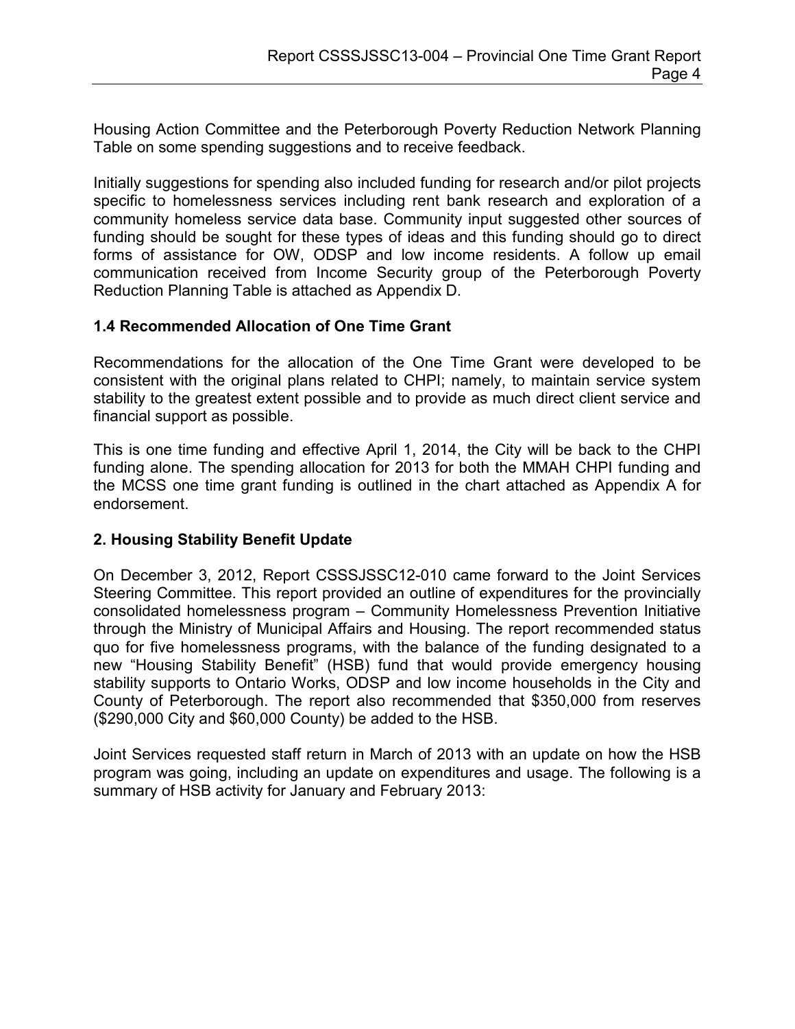Housing Action Committee and the Peterborough Poverty Reduction Network Planning Table on some spending suggestions and to receive feedback.

Initially suggestions for spending also included funding for research and/or pilot projects specific to homelessness services including rent bank research and exploration of a community homeless service data base. Community input suggested other sources of funding should be sought for these types of ideas and this funding should go to direct forms of assistance for OW, ODSP and low income residents. A follow up email communication received from Income Security group of the Peterborough Poverty Reduction Planning Table is attached as Appendix D.

### 1.4 Recommended Allocation of One Time Grant

Recommendations for the allocation of the One Time Grant were developed to be consistent with the original plans related to CHPI; namely, to maintain service system stability to the greatest extent possible and to provide as much direct client service and financial support as possible.

This is one time funding and effective April 1, 2014, the City will be back to the CHPI funding alone. The spending allocation for 2013 for both the MMAH CHPI funding and the MCSS one time grant funding is outlined in the chart attached as Appendix A for endorsement.

## 2. Housing Stability Benefit Update

On December 3, 2012, Report CSSSJSSC12-010 came forward to the Joint Services Steering Committee. This report provided an outline of expenditures for the provincially consolidated homelessness program – Community Homelessness Prevention Initiative through the Ministry of Municipal Affairs and Housing. The report recommended status quo for five homelessness programs, with the balance of the funding designated to a new "Housing Stability Benefit" (HSB) fund that would provide emergency housing stability supports to Ontario Works, ODSP and low income households in the City and County of Peterborough. The report also recommended that $350,000 from reserves ($290,000 City and $60,000 County) be added to the HSB.

Joint Services requested staff return in March of 2013 with an update on how the HSB program was going, including an update on expenditures and usage. The following is a summary of HSB activity for January and February 2013: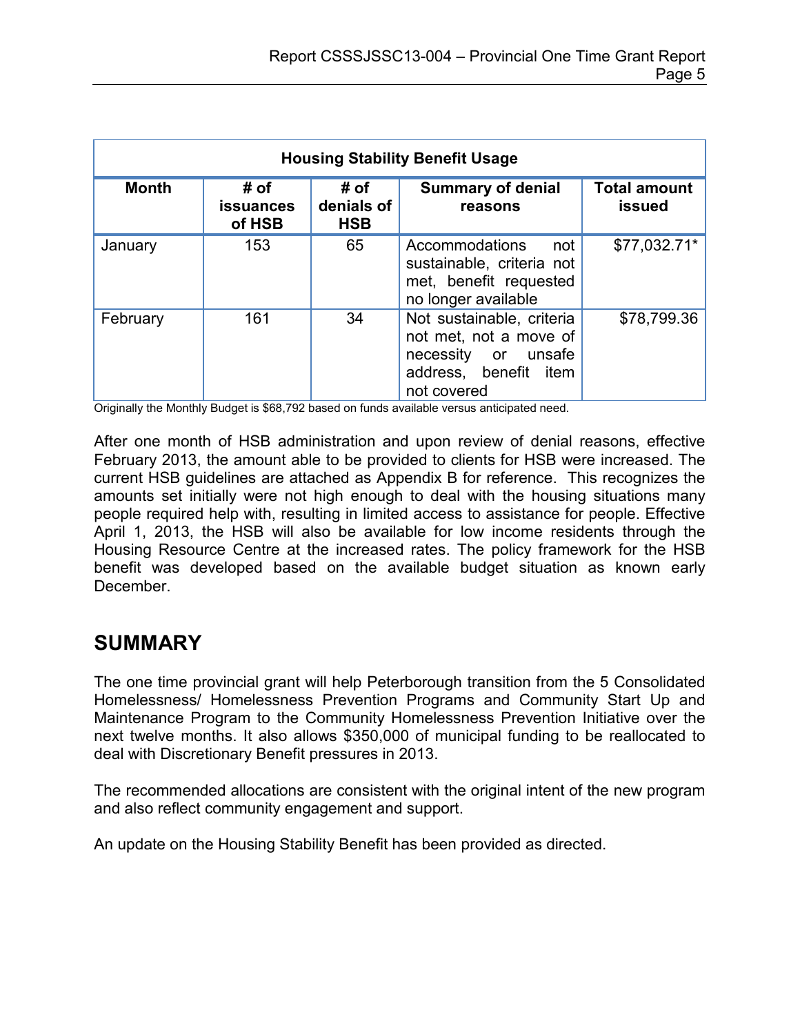| Housing Stability Benefit Usage | | | | |
|---|---|---|---|---|
| **Month** | **# of issuances of HSB** | **# of denials of HSB** | **Summary of denial reasons** | **Total amount issued** |
| January | 153 | 65 | Accommodations not sustainable, criteria not met, benefit requested no longer available | $77,032.71* |
| February | 161 | 34 | Not sustainable, criteria not met, not a move of necessity or unsafe address, benefit item not covered | $78,799.36 |

Originally the Monthly Budget is $68,792 based on funds available versus anticipated need.

After one month of HSB administration and upon review of denial reasons, effective February 2013, the amount able to be provided to clients for HSB were increased. The current HSB guidelines are attached as Appendix B for reference. This recognizes the amounts set initially were not high enough to deal with the housing situations many people required help with, resulting in limited access to assistance for people. Effective April 1, 2013, the HSB will also be available for low income residents through the Housing Resource Centre at the increased rates. The policy framework for the HSB benefit was developed based on the available budget situation as known early December.

## SUMMARY

The one time provincial grant will help Peterborough transition from the 5 Consolidated Homelessness/ Homelessness Prevention Programs and Community Start Up and Maintenance Program to the Community Homelessness Prevention Initiative over the next twelve months. It also allows $350,000 of municipal funding to be reallocated to deal with Discretionary Benefit pressures in 2013.

The recommended allocations are consistent with the original intent of the new program and also reflect community engagement and support.

An update on the Housing Stability Benefit has been provided as directed.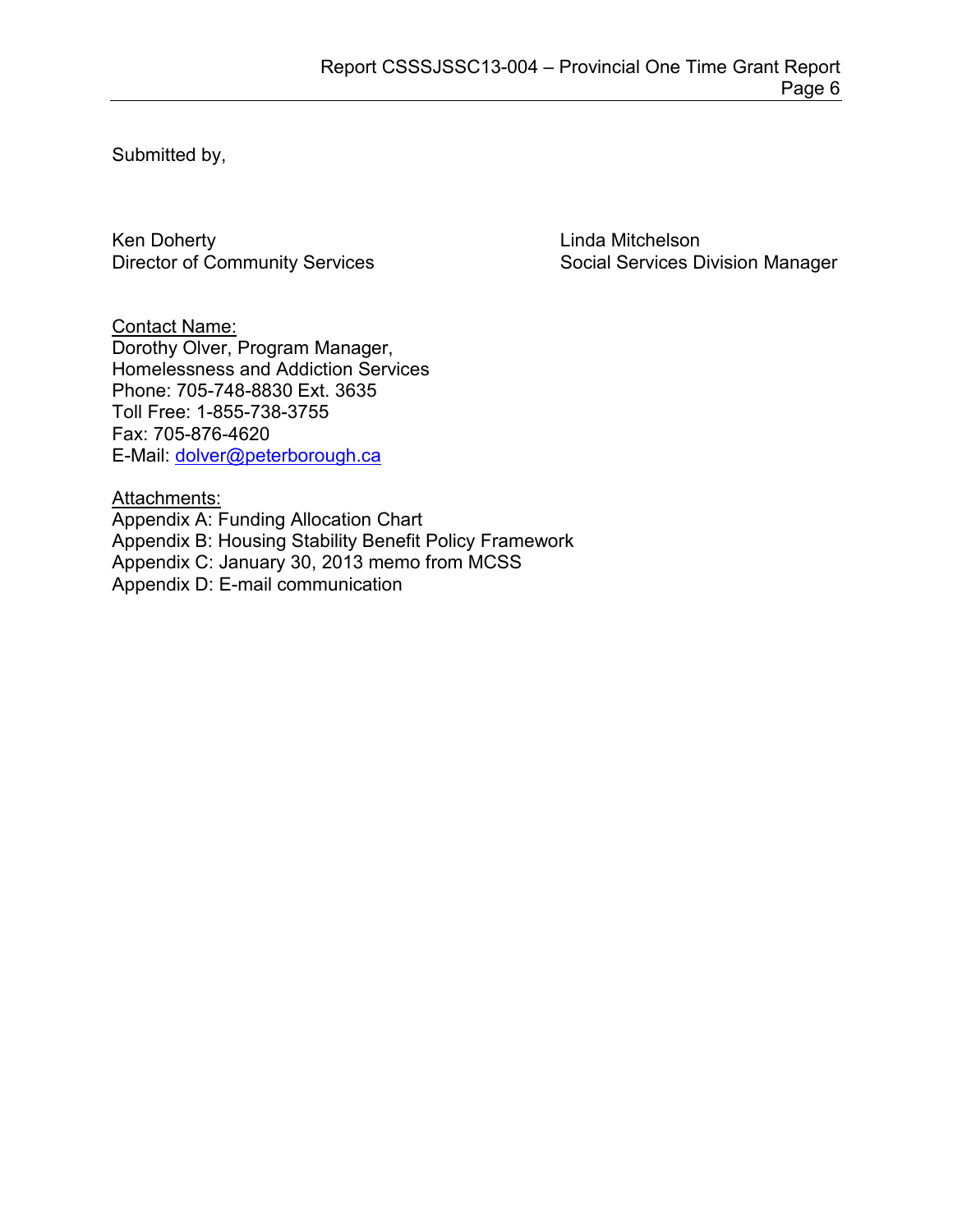Submitted by,

Ken Doherty
Director of Community Services

Linda Mitchelson
Social Services Division Manager

Contact Name:
Dorothy Olver, Program Manager,
Homelessness and Addiction Services
Phone: 705-748-8830 Ext. 3635
Toll Free: 1-855-738-3755
Fax: 705-876-4620
E-Mail: dolver@peterborough.ca

Attachments:
Appendix A: Funding Allocation Chart
Appendix B: Housing Stability Benefit Policy Framework
Appendix C: January 30, 2013 memo from MCSS
Appendix D: E-mail communication